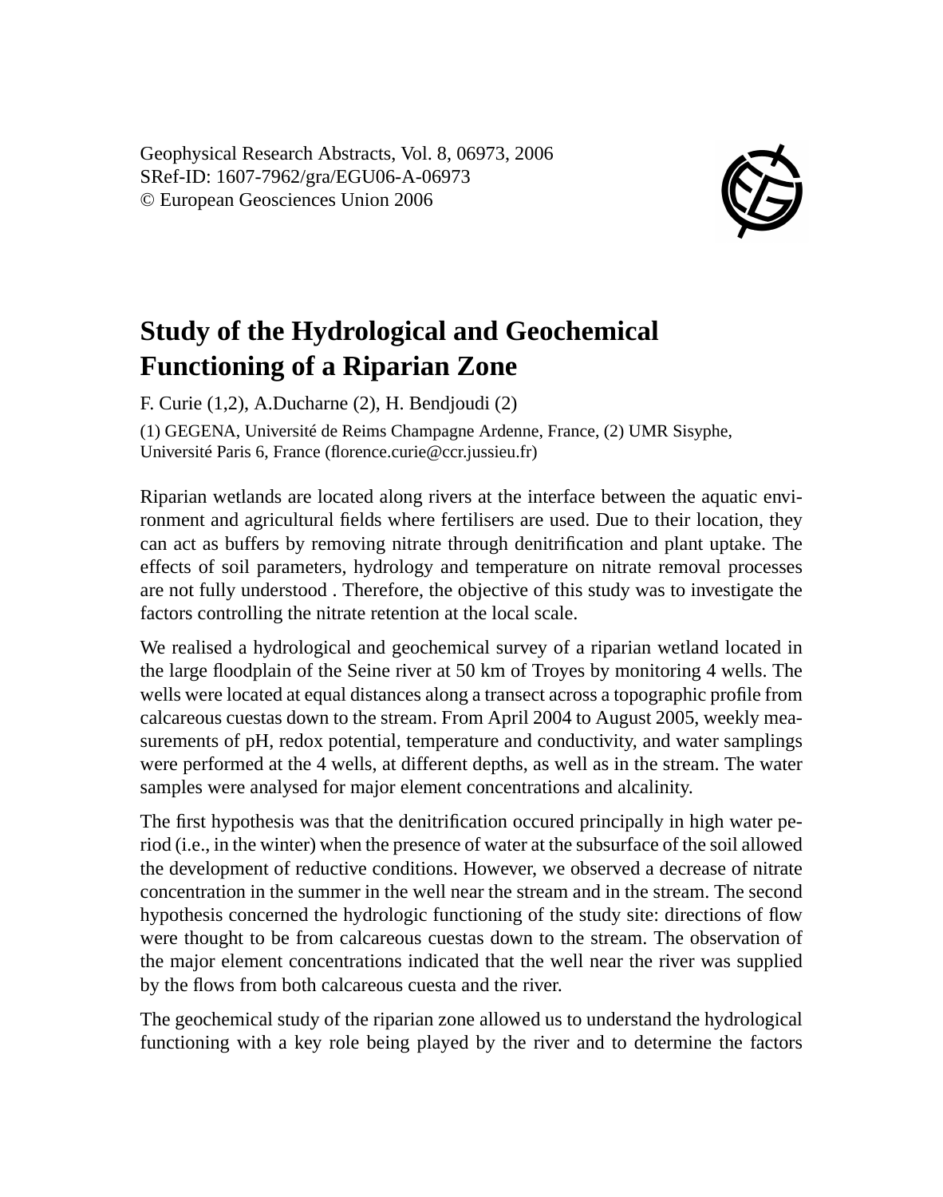Geophysical Research Abstracts, Vol. 8, 06973, 2006
SRef-ID: 1607-7962/gra/EGU06-A-06973
© European Geosciences Union 2006

# Study of the Hydrological and Geochemical Functioning of a Riparian Zone

F. Curie (1,2), A.Ducharne (2), H. Bendjoudi (2)

(1) GEGENA, Université de Reims Champagne Ardenne, France, (2) UMR Sisyphe, Université Paris 6, France (florence.curie@ccr.jussieu.fr)

Riparian wetlands are located along rivers at the interface between the aquatic environment and agricultural fields where fertilisers are used. Due to their location, they can act as buffers by removing nitrate through denitrification and plant uptake. The effects of soil parameters, hydrology and temperature on nitrate removal processes are not fully understood . Therefore, the objective of this study was to investigate the factors controlling the nitrate retention at the local scale.

We realised a hydrological and geochemical survey of a riparian wetland located in the large floodplain of the Seine river at 50 km of Troyes by monitoring 4 wells. The wells were located at equal distances along a transect across a topographic profile from calcareous cuestas down to the stream. From April 2004 to August 2005, weekly measurements of pH, redox potential, temperature and conductivity, and water samplings were performed at the 4 wells, at different depths, as well as in the stream. The water samples were analysed for major element concentrations and alcalinity.

The first hypothesis was that the denitrification occured principally in high water period (i.e., in the winter) when the presence of water at the subsurface of the soil allowed the development of reductive conditions. However, we observed a decrease of nitrate concentration in the summer in the well near the stream and in the stream. The second hypothesis concerned the hydrologic functioning of the study site: directions of flow were thought to be from calcareous cuestas down to the stream. The observation of the major element concentrations indicated that the well near the river was supplied by the flows from both calcareous cuesta and the river.

The geochemical study of the riparian zone allowed us to understand the hydrological functioning with a key role being played by the river and to determine the factors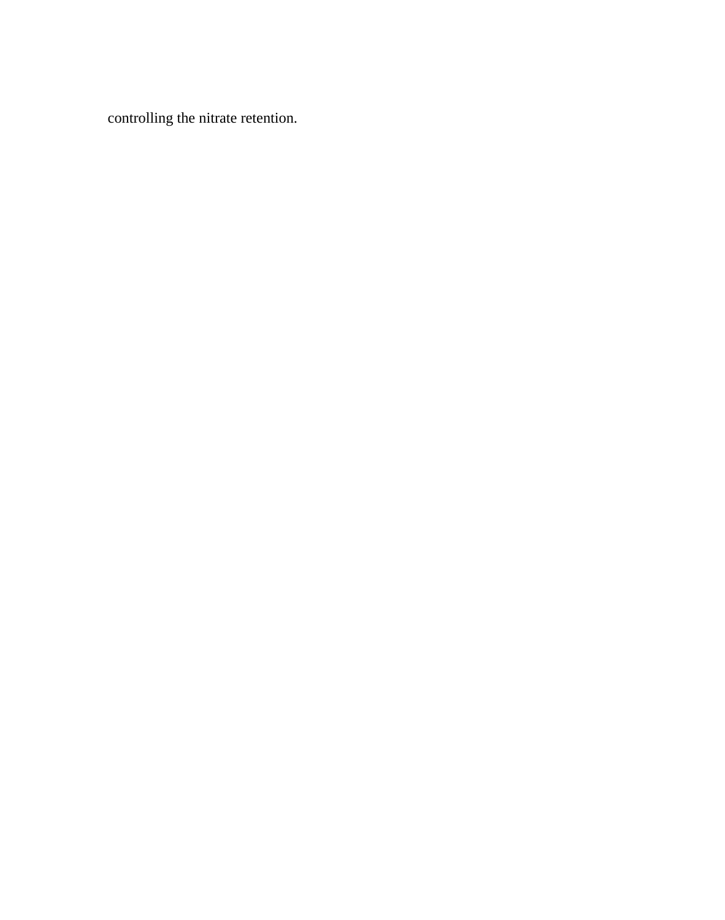controlling the nitrate retention.